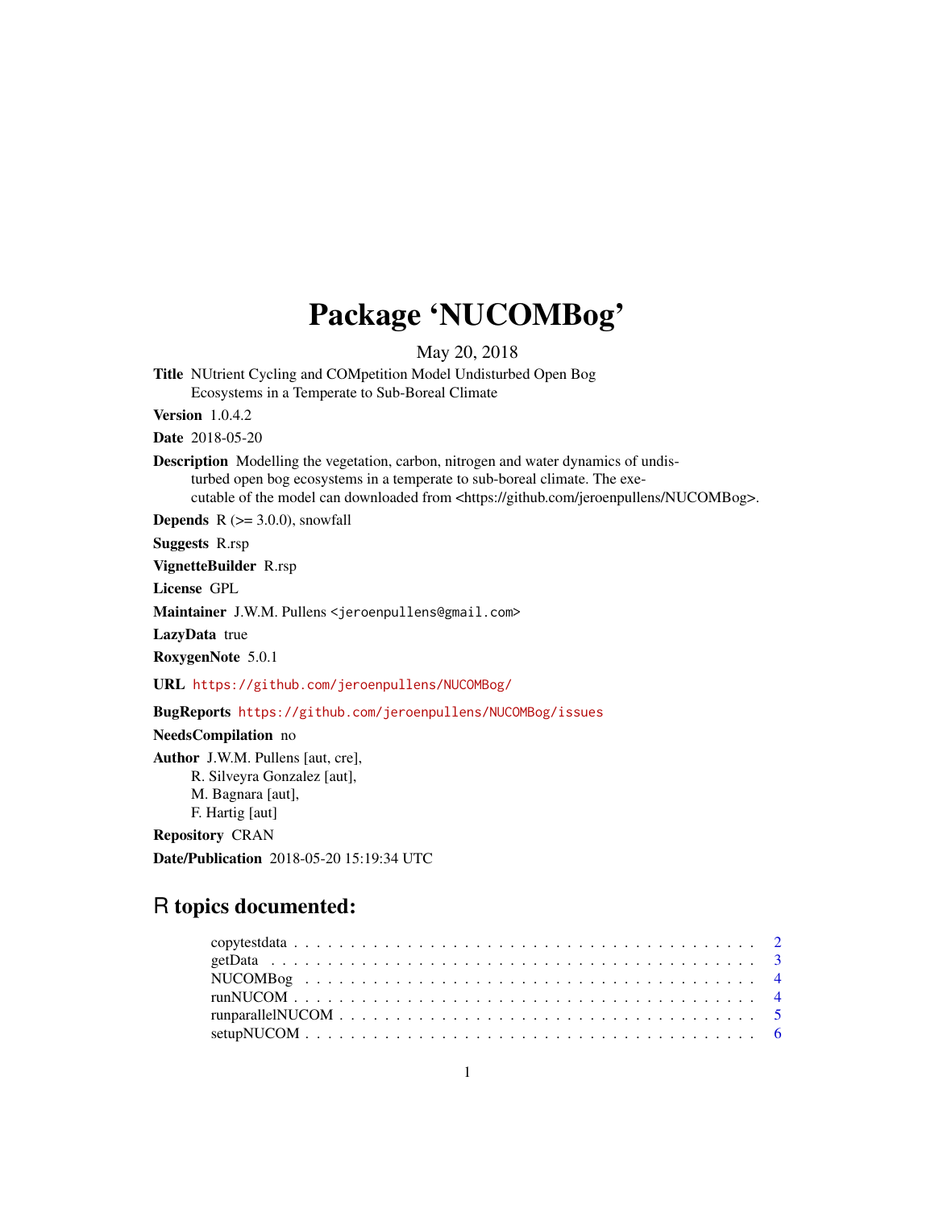# Package 'NUCOMBog'

May 20, 2018

**Title** NUtrient Cycling and COMpetition Model Undisturbed Open Bog Ecosystems in a Temperate to Sub-Boreal Climate

**Version** 1.0.4.2

**Date** 2018-05-20

**Description** Modelling the vegetation, carbon, nitrogen and water dynamics of undisturbed open bog ecosystems in a temperate to sub-boreal climate. The executable of the model can downloaded from <https://github.com/jeroenpullens/NUCOMBog>.

**Depends** R (>= 3.0.0), snowfall

**Suggests** R.rsp

**VignetteBuilder** R.rsp

**License** GPL

**Maintainer** J.W.M. Pullens <jeroenpullens@gmail.com>

**LazyData** true

**RoxygenNote** 5.0.1

**URL** https://github.com/jeroenpullens/NUCOMBog/

**BugReports** https://github.com/jeroenpullens/NUCOMBog/issues

**NeedsCompilation** no

**Author** J.W.M. Pullens [aut, cre],
R. Silveyra Gonzalez [aut],
M. Bagnara [aut],
F. Hartig [aut]

**Repository** CRAN

**Date/Publication** 2018-05-20 15:19:34 UTC

## R topics documented:

| | |
|---|---|
| copytestdata | 2 |
| getData | 3 |
| NUCOMBog | 4 |
| runNUCOM | 4 |
| runparallelNUCOM | 5 |
| setupNUCOM | 6 |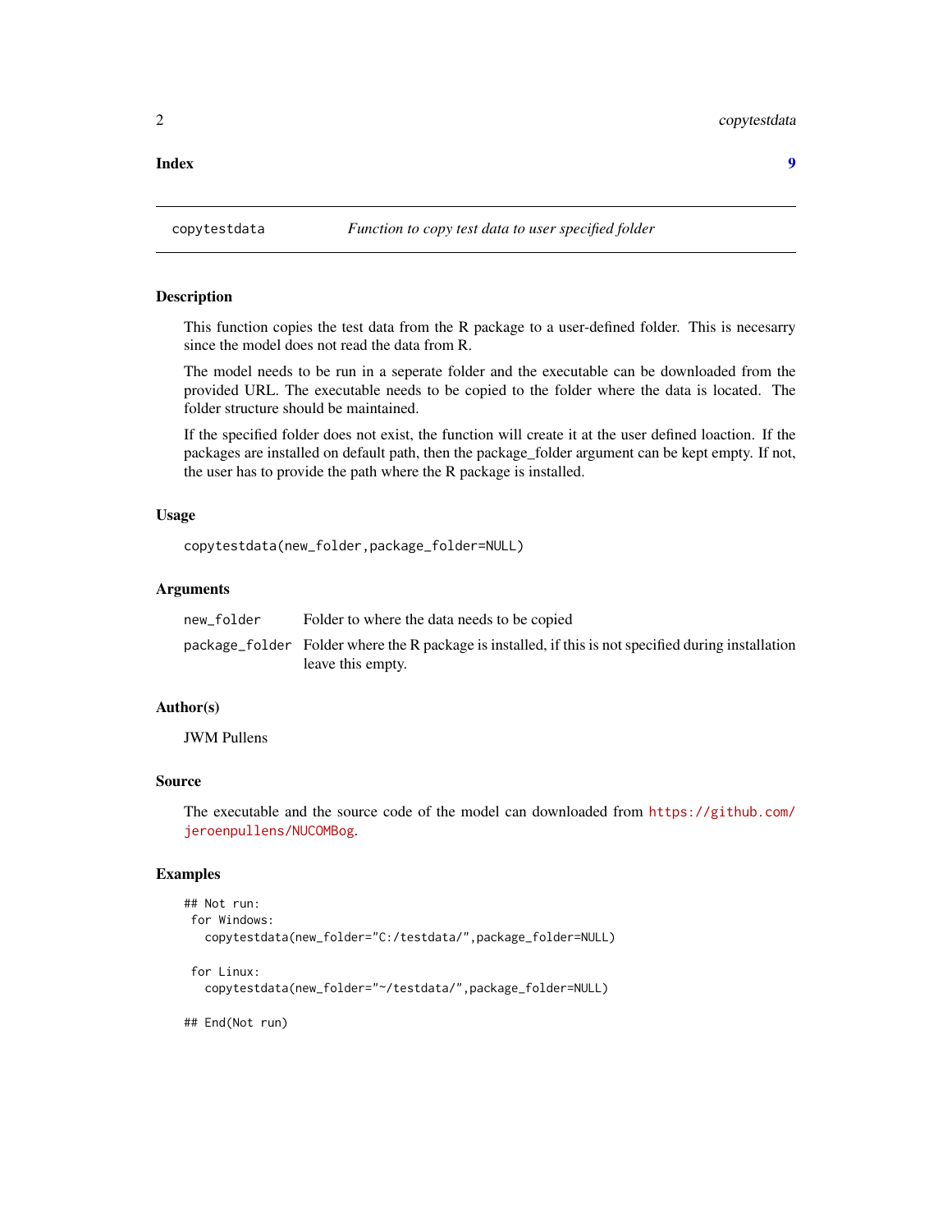**Index** **9**

---

`copytestdata` *Function to copy test data to user specified folder*

---

### Description

This function copies the test data from the R package to a user-defined folder. This is necesarry since the model does not read the data from R.

The model needs to be run in a seperate folder and the executable can be downloaded from the provided URL. The executable needs to be copied to the folder where the data is located. The folder structure should be maintained.

If the specified folder does not exist, the function will create it at the user defined loaction. If the packages are installed on default path, then the package_folder argument can be kept empty. If not, the user has to provide the path where the R package is installed.

### Usage

```
copytestdata(new_folder,package_folder=NULL)
```

### Arguments

| | |
|---|---|
| `new_folder` | Folder to where the data needs to be copied |
| `package_folder` | Folder where the R package is installed, if this is not specified during installation leave this empty. |

### Author(s)

JWM Pullens

### Source

The executable and the source code of the model can downloaded from https://github.com/jeroenpullens/NUCOMBog.

### Examples

```
## Not run:
 for Windows:
   copytestdata(new_folder="C:/testdata/",package_folder=NULL)

 for Linux:
   copytestdata(new_folder="~/testdata/",package_folder=NULL)

## End(Not run)
```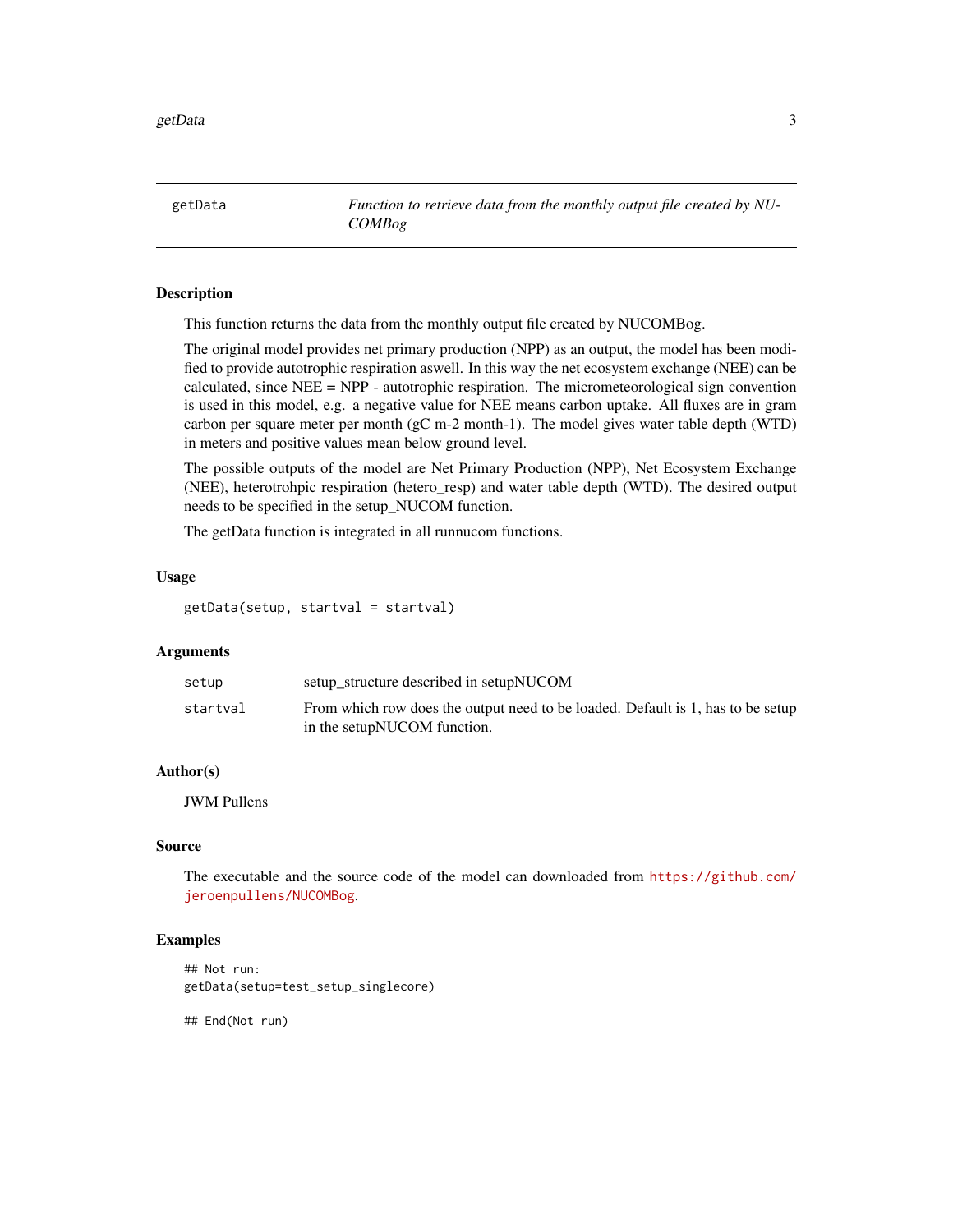## getData — *Function to retrieve data from the monthly output file created by NUCOMBog*

### Description

This function returns the data from the monthly output file created by NUCOMBog.

The original model provides net primary production (NPP) as an output, the model has been modified to provide autotrophic respiration aswell. In this way the net ecosystem exchange (NEE) can be calculated, since NEE = NPP - autotrophic respiration. The micrometeorological sign convention is used in this model, e.g. a negative value for NEE means carbon uptake. All fluxes are in gram carbon per square meter per month (gC m-2 month-1). The model gives water table depth (WTD) in meters and positive values mean below ground level.

The possible outputs of the model are Net Primary Production (NPP), Net Ecosystem Exchange (NEE), heterotrohpic respiration (hetero_resp) and water table depth (WTD). The desired output needs to be specified in the setup_NUCOM function.

The getData function is integrated in all runnucom functions.

### Usage

```
getData(setup, startval = startval)
```

### Arguments

| | |
|---|---|
| `setup` | setup_structure described in setupNUCOM |
| `startval` | From which row does the output need to be loaded. Default is 1, has to be setup in the setupNUCOM function. |

### Author(s)

JWM Pullens

### Source

The executable and the source code of the model can downloaded from https://github.com/jeroenpullens/NUCOMBog.

### Examples

```
## Not run:
getData(setup=test_setup_singlecore)

## End(Not run)
```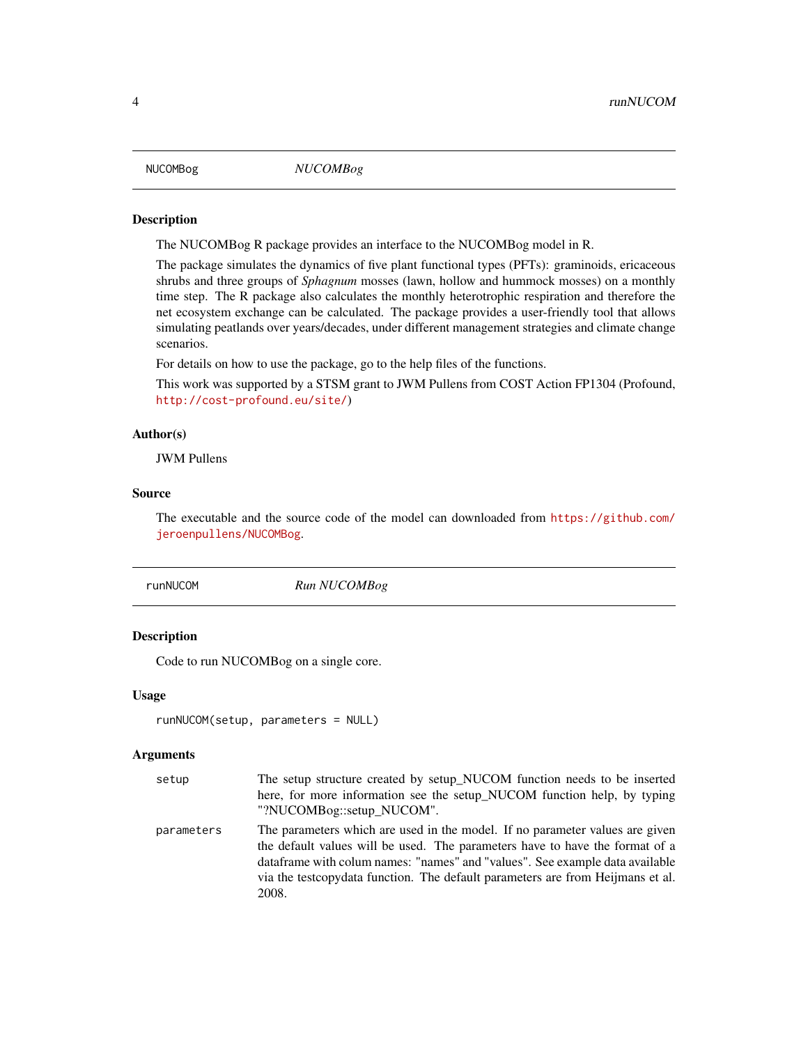NUCOMBog *NUCOMBog*

## Description

The NUCOMBog R package provides an interface to the NUCOMBog model in R.

The package simulates the dynamics of five plant functional types (PFTs): graminoids, ericaceous shrubs and three groups of *Sphagnum* mosses (lawn, hollow and hummock mosses) on a monthly time step. The R package also calculates the monthly heterotrophic respiration and therefore the net ecosystem exchange can be calculated. The package provides a user-friendly tool that allows simulating peatlands over years/decades, under different management strategies and climate change scenarios.

For details on how to use the package, go to the help files of the functions.

This work was supported by a STSM grant to JWM Pullens from COST Action FP1304 (Profound, http://cost-profound.eu/site/)

## Author(s)

JWM Pullens

## Source

The executable and the source code of the model can downloaded from https://github.com/jeroenpullens/NUCOMBog.

---

runNUCOM *Run NUCOMBog*

## Description

Code to run NUCOMBog on a single core.

## Usage

```
runNUCOM(setup, parameters = NULL)
```

## Arguments

| | |
|---|---|
| setup | The setup structure created by setup_NUCOM function needs to be inserted here, for more information see the setup_NUCOM function help, by typing "?NUCOMBog::setup_NUCOM". |
| parameters | The parameters which are used in the model. If no parameter values are given the default values will be used. The parameters have to have the format of a dataframe with colum names: "names" and "values". See example data available via the testcopydata function. The default parameters are from Heijmans et al. 2008. |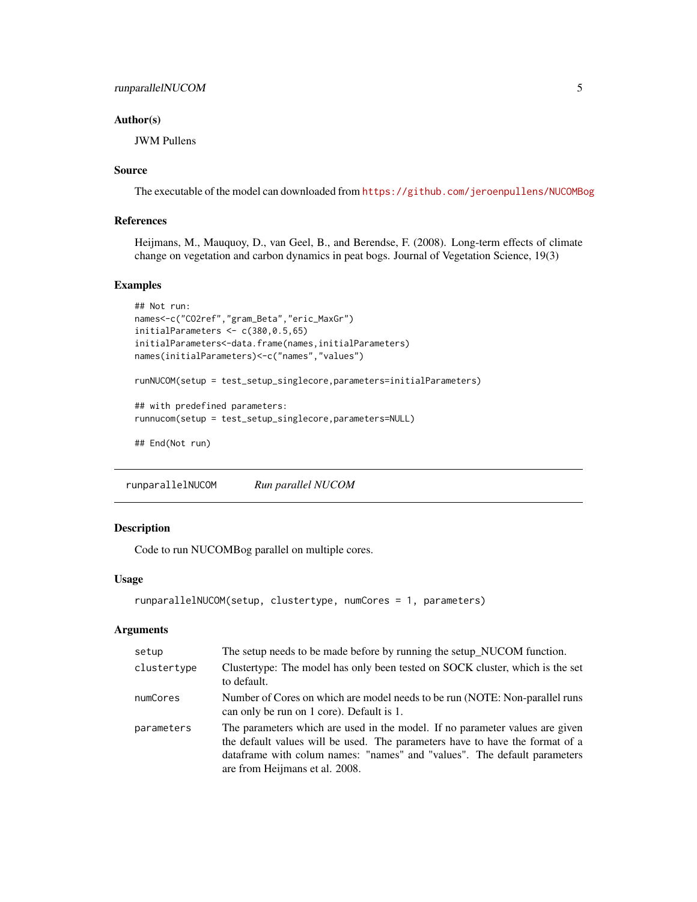## Author(s)

JWM Pullens

## Source

The executable of the model can downloaded from https://github.com/jeroenpullens/NUCOMBog

## References

Heijmans, M., Mauquoy, D., van Geel, B., and Berendse, F. (2008). Long-term effects of climate change on vegetation and carbon dynamics in peat bogs. Journal of Vegetation Science, 19(3)

## Examples

```
## Not run:
names<-c("CO2ref","gram_Beta","eric_MaxGr")
initialParameters <- c(380,0.5,65)
initialParameters<-data.frame(names,initialParameters)
names(initialParameters)<-c("names","values")

runNUCOM(setup = test_setup_singlecore,parameters=initialParameters)

## with predefined parameters:
runnucom(setup = test_setup_singlecore,parameters=NULL)

## End(Not run)
```

---

# runparallelNUCOM — *Run parallel NUCOM*

## Description

Code to run NUCOMBog parallel on multiple cores.

## Usage

```
runparallelNUCOM(setup, clustertype, numCores = 1, parameters)
```

## Arguments

| | |
|---|---|
| setup | The setup needs to be made before by running the setup_NUCOM function. |
| clustertype | Clustertype: The model has only been tested on SOCK cluster, which is the set to default. |
| numCores | Number of Cores on which are model needs to be run (NOTE: Non-parallel runs can only be run on 1 core). Default is 1. |
| parameters | The parameters which are used in the model. If no parameter values are given the default values will be used. The parameters have to have the format of a dataframe with colum names: "names" and "values". The default parameters are from Heijmans et al. 2008. |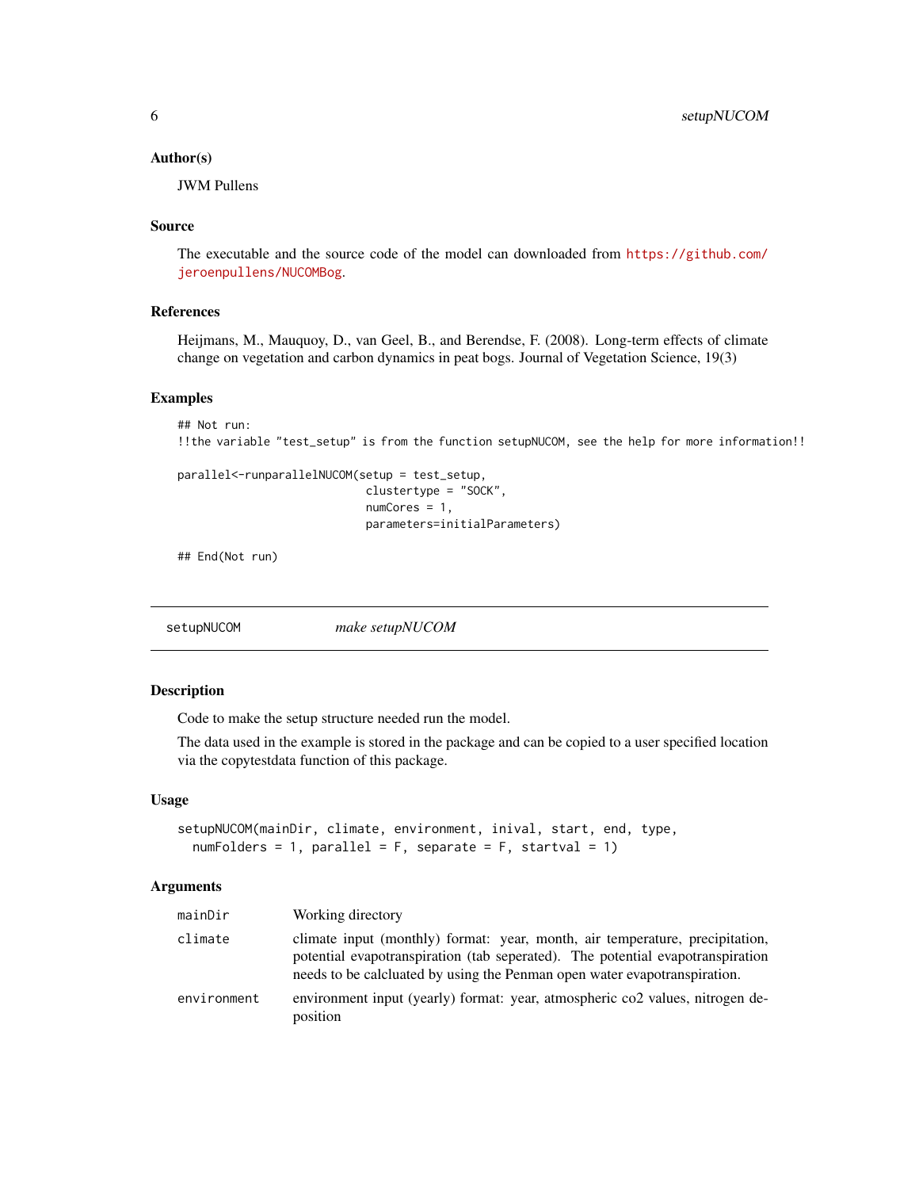### Author(s)

JWM Pullens

### Source

The executable and the source code of the model can downloaded from https://github.com/jeroenpullens/NUCOMBog.

### References

Heijmans, M., Mauquoy, D., van Geel, B., and Berendse, F. (2008). Long-term effects of climate change on vegetation and carbon dynamics in peat bogs. Journal of Vegetation Science, 19(3)

### Examples

```
## Not run:
!!the variable "test_setup" is from the function setupNUCOM, see the help for more information!!

parallel<-runparallelNUCOM(setup = test_setup,
                            clustertype = "SOCK",
                            numCores = 1,
                            parameters=initialParameters)

## End(Not run)
```

---

## setupNUCOM *make setupNUCOM*

### Description

Code to make the setup structure needed run the model.

The data used in the example is stored in the package and can be copied to a user specified location via the copytestdata function of this package.

### Usage

```
setupNUCOM(mainDir, climate, environment, inival, start, end, type,
  numFolders = 1, parallel = F, separate = F, startval = 1)
```

### Arguments

| | |
|---|---|
| mainDir | Working directory |
| climate | climate input (monthly) format: year, month, air temperature, precipitation, potential evapotranspiration (tab seperated). The potential evapotranspiration needs to be calcluated by using the Penman open water evapotranspiration. |
| environment | environment input (yearly) format: year, atmospheric co2 values, nitrogen deposition |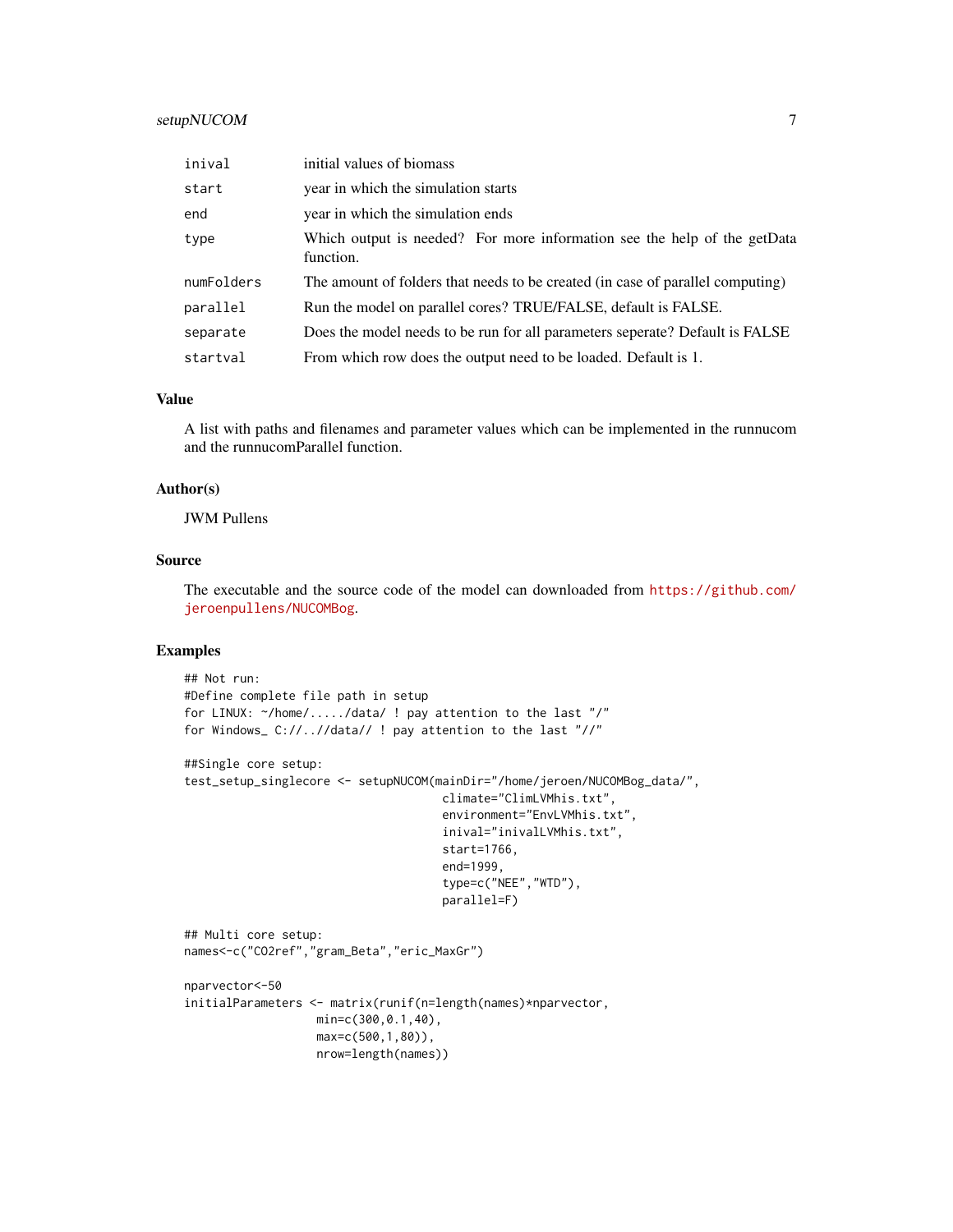| | |
|---|---|
| inival | initial values of biomass |
| start | year in which the simulation starts |
| end | year in which the simulation ends |
| type | Which output is needed? For more information see the help of the getData function. |
| numFolders | The amount of folders that needs to be created (in case of parallel computing) |
| parallel | Run the model on parallel cores? TRUE/FALSE, default is FALSE. |
| separate | Does the model needs to be run for all parameters seperate? Default is FALSE |
| startval | From which row does the output need to be loaded. Default is 1. |

### Value

A list with paths and filenames and parameter values which can be implemented in the runnucom and the runnucomParallel function.

### Author(s)

JWM Pullens

### Source

The executable and the source code of the model can downloaded from https://github.com/jeroenpullens/NUCOMBog.

### Examples

```
## Not run:
#Define complete file path in setup
for LINUX: ~/home/...../data/ ! pay attention to the last "/"
for Windows_ C://..//data// ! pay attention to the last "//"

##Single core setup:
test_setup_singlecore <- setupNUCOM(mainDir="/home/jeroen/NUCOMBog_data/",
                                    climate="ClimLVMhis.txt",
                                    environment="EnvLVMhis.txt",
                                    inival="inivalLVMhis.txt",
                                    start=1766,
                                    end=1999,
                                    type=c("NEE","WTD"),
                                    parallel=F)

## Multi core setup:
names<-c("CO2ref","gram_Beta","eric_MaxGr")

nparvector<-50
initialParameters <- matrix(runif(n=length(names)*nparvector,
                    min=c(300,0.1,40),
                    max=c(500,1,80)),
                    nrow=length(names))
```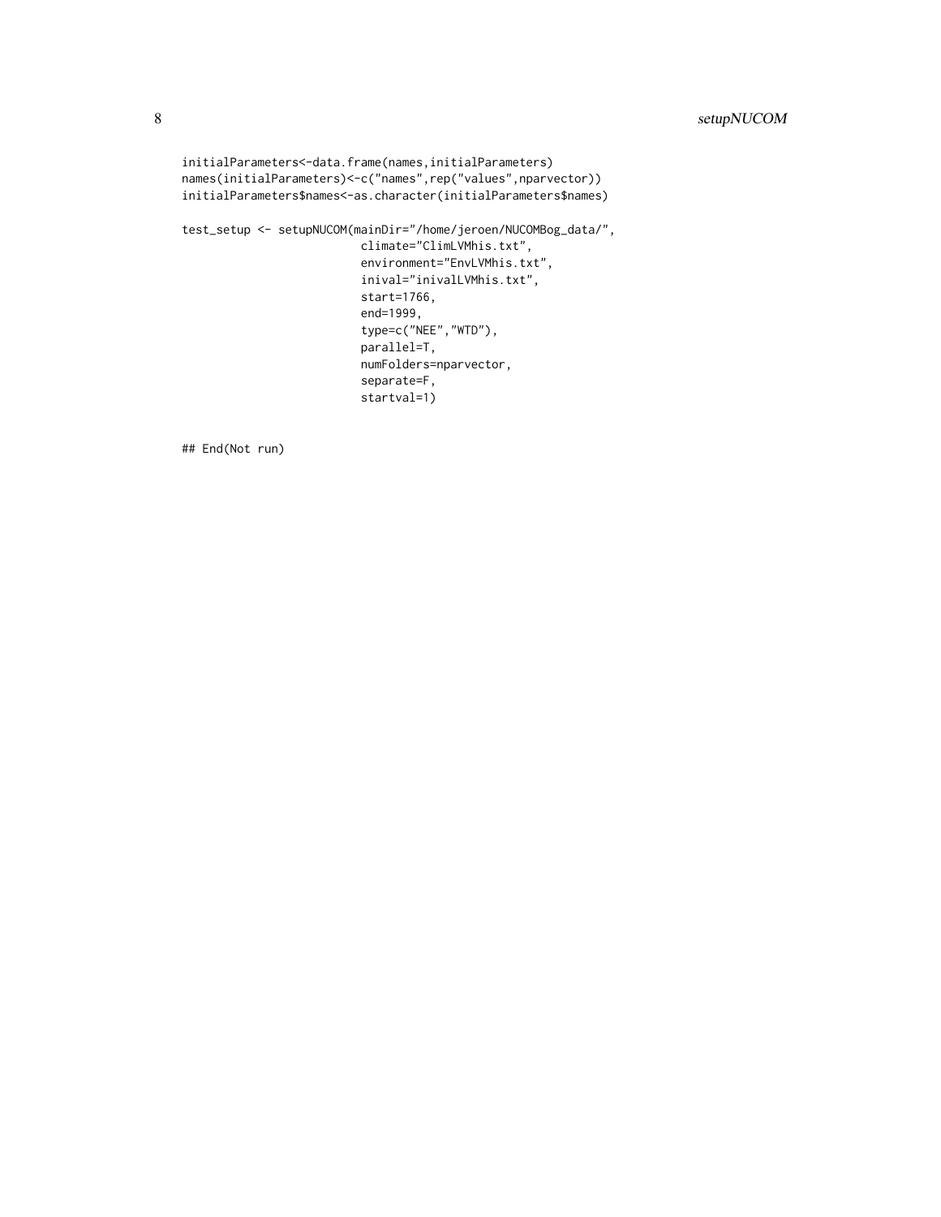```
initialParameters<-data.frame(names,initialParameters)
names(initialParameters)<-c("names",rep("values",nparvector))
initialParameters$names<-as.character(initialParameters$names)

test_setup <- setupNUCOM(mainDir="/home/jeroen/NUCOMBog_data/",
                         climate="ClimLVMhis.txt",
                         environment="EnvLVMhis.txt",
                         inival="inivalLVMhis.txt",
                         start=1766,
                         end=1999,
                         type=c("NEE","WTD"),
                         parallel=T,
                         numFolders=nparvector,
                         separate=F,
                         startval=1)

## End(Not run)
```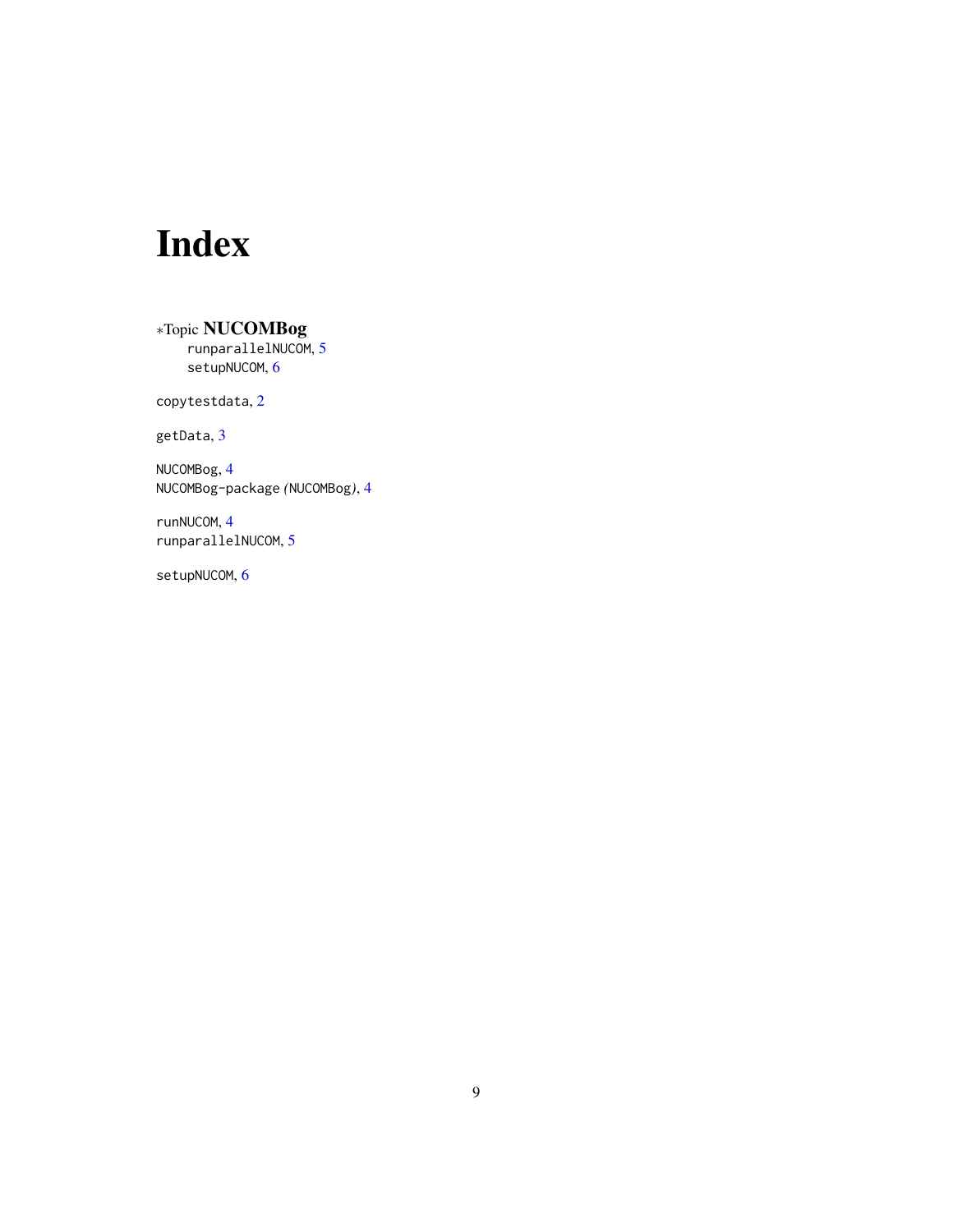# Index

*Topic **NUCOMBog**
  runparallelNUCOM, 5
  setupNUCOM, 6

copytestdata, 2

getData, 3

NUCOMBog, 4
NUCOMBog-package (NUCOMBog), 4

runNUCOM, 4
runparallelNUCOM, 5

setupNUCOM, 6